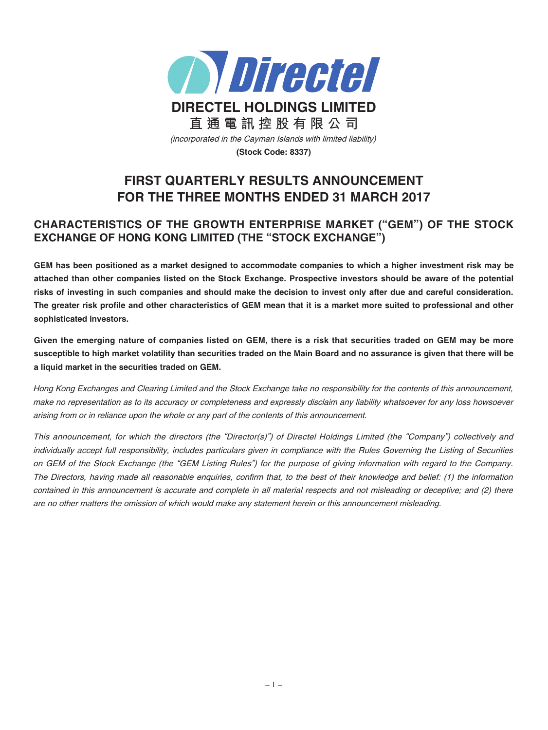# DIRECTEL HOLDINGS LIMITED

**直通電訊控股有限公司**

*(incorporated in the Cayman Islands with limited liability)*

**(Stock Code: 8337)**

# FIRST QUARTERLY RESULTS ANNOUNCEMENT FOR THE THREE MONTHS ENDED 31 MARCH 2017

## CHARACTERISTICS OF THE GROWTH ENTERPRISE MARKET ("GEM") OF THE STOCK EXCHANGE OF HONG KONG LIMITED (THE "STOCK EXCHANGE")

**GEM has been positioned as a market designed to accommodate companies to which a higher investment risk may be attached than other companies listed on the Stock Exchange. Prospective investors should be aware of the potential risks of investing in such companies and should make the decision to invest only after due and careful consideration. The greater risk profile and other characteristics of GEM mean that it is a market more suited to professional and other sophisticated investors.**

**Given the emerging nature of companies listed on GEM, there is a risk that securities traded on GEM may be more susceptible to high market volatility than securities traded on the Main Board and no assurance is given that there will be a liquid market in the securities traded on GEM.**

*Hong Kong Exchanges and Clearing Limited and the Stock Exchange take no responsibility for the contents of this announcement, make no representation as to its accuracy or completeness and expressly disclaim any liability whatsoever for any loss howsoever arising from or in reliance upon the whole or any part of the contents of this announcement.*

*This announcement, for which the directors (the "Director(s)") of Directel Holdings Limited (the "Company") collectively and individually accept full responsibility, includes particulars given in compliance with the Rules Governing the Listing of Securities on GEM of the Stock Exchange (the "GEM Listing Rules") for the purpose of giving information with regard to the Company. The Directors, having made all reasonable enquiries, confirm that, to the best of their knowledge and belief: (1) the information contained in this announcement is accurate and complete in all material respects and not misleading or deceptive; and (2) there are no other matters the omission of which would make any statement herein or this announcement misleading.*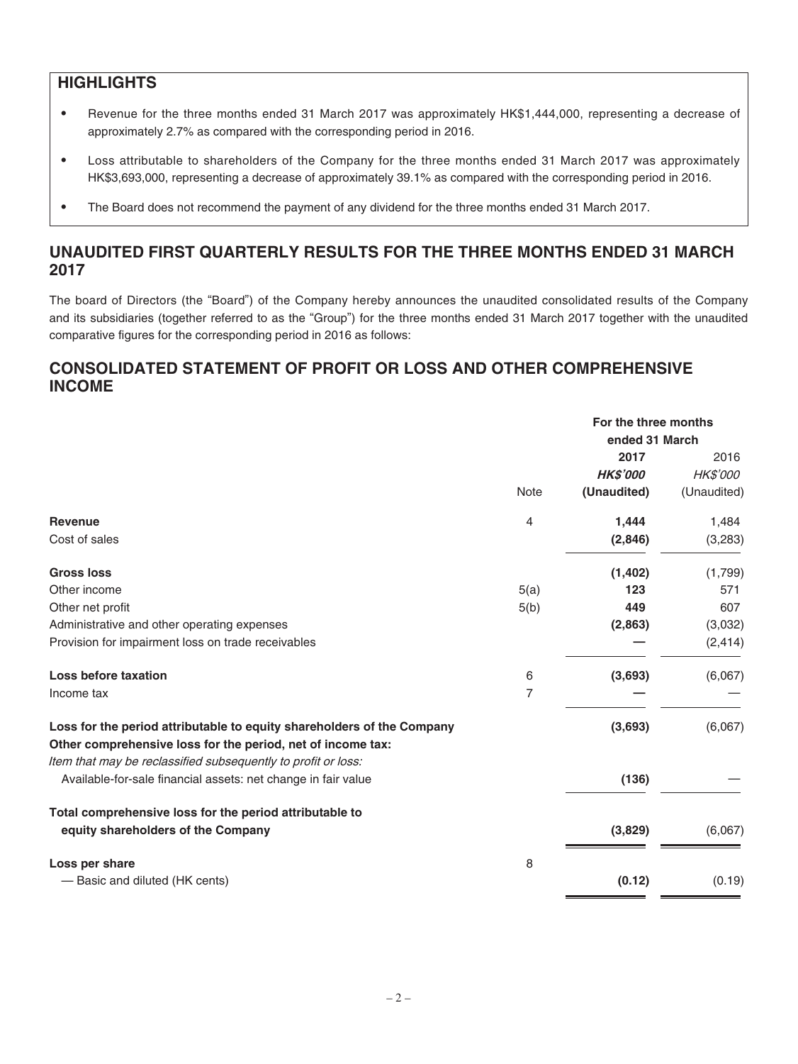## HIGHLIGHTS

- Revenue for the three months ended 31 March 2017 was approximately HK$1,444,000, representing a decrease of approximately 2.7% as compared with the corresponding period in 2016.
- Loss attributable to shareholders of the Company for the three months ended 31 March 2017 was approximately HK$3,693,000, representing a decrease of approximately 39.1% as compared with the corresponding period in 2016.
- The Board does not recommend the payment of any dividend for the three months ended 31 March 2017.

## UNAUDITED FIRST QUARTERLY RESULTS FOR THE THREE MONTHS ENDED 31 MARCH 2017

The board of Directors (the "Board") of the Company hereby announces the unaudited consolidated results of the Company and its subsidiaries (together referred to as the "Group") for the three months ended 31 March 2017 together with the unaudited comparative figures for the corresponding period in 2016 as follows:

## CONSOLIDATED STATEMENT OF PROFIT OR LOSS AND OTHER COMPREHENSIVE INCOME

| | Note | For the three months ended 31 March | |
|---|---|---|---|
| | | **2017** | 2016 |
| | | ***HK$'000*** | *HK$'000* |
| | | **(Unaudited)** | (Unaudited) |
| **Revenue** | 4 | **1,444** | 1,484 |
| Cost of sales | | **(2,846)** | (3,283) |
| **Gross loss** | | **(1,402)** | (1,799) |
| Other income | 5(a) | **123** | 571 |
| Other net profit | 5(b) | **449** | 607 |
| Administrative and other operating expenses | | **(2,863)** | (3,032) |
| Provision for impairment loss on trade receivables | | **—** | (2,414) |
| **Loss before taxation** | 6 | **(3,693)** | (6,067) |
| Income tax | 7 | **—** | — |
| **Loss for the period attributable to equity shareholders of the Company** | | **(3,693)** | (6,067) |
| **Other comprehensive loss for the period, net of income tax:** | | | |
| *Item that may be reclassified subsequently to profit or loss:* | | | |
| Available-for-sale financial assets: net change in fair value | | **(136)** | — |
| **Total comprehensive loss for the period attributable to equity shareholders of the Company** | | **(3,829)** | (6,067) |
| **Loss per share** | 8 | | |
| — Basic and diluted (HK cents) | | **(0.12)** | (0.19) |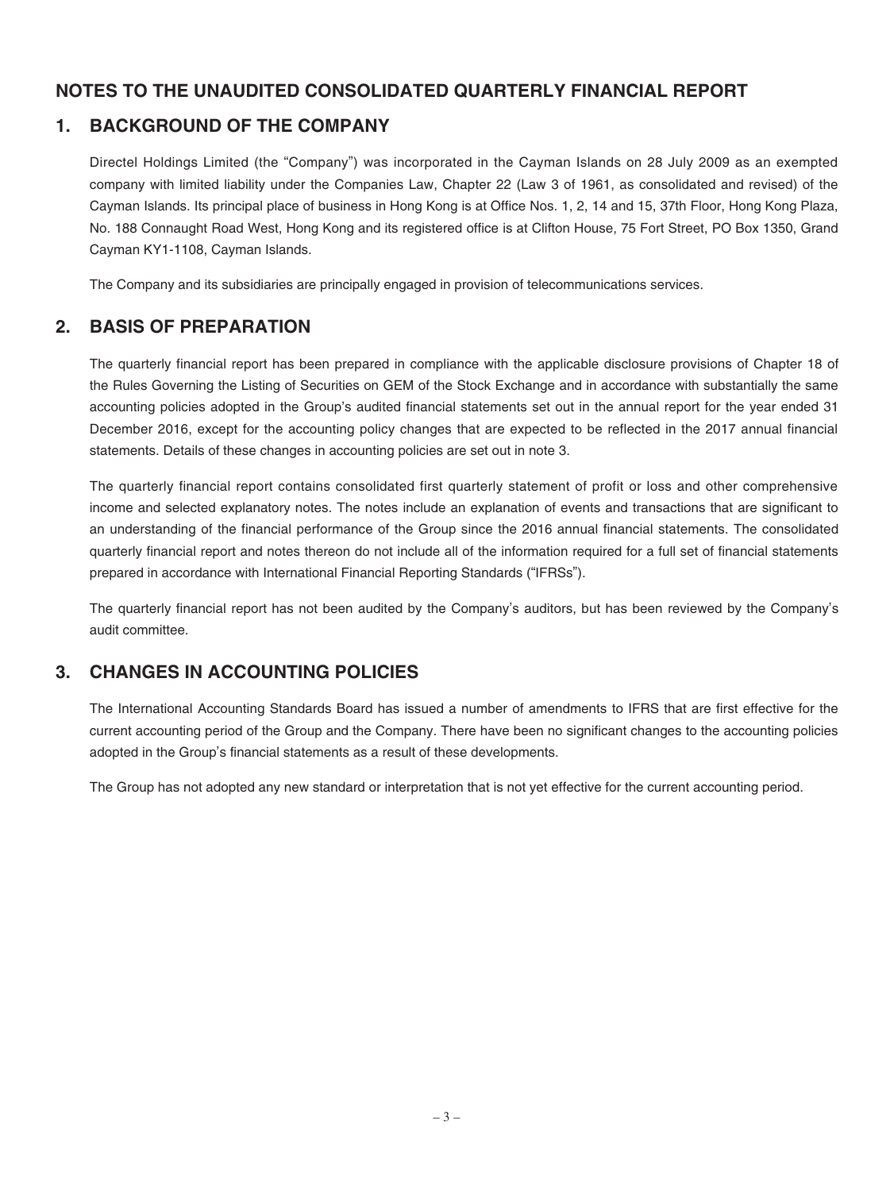# NOTES TO THE UNAUDITED CONSOLIDATED QUARTERLY FINANCIAL REPORT

## 1. BACKGROUND OF THE COMPANY

Directel Holdings Limited (the "Company") was incorporated in the Cayman Islands on 28 July 2009 as an exempted company with limited liability under the Companies Law, Chapter 22 (Law 3 of 1961, as consolidated and revised) of the Cayman Islands. Its principal place of business in Hong Kong is at Office Nos. 1, 2, 14 and 15, 37th Floor, Hong Kong Plaza, No. 188 Connaught Road West, Hong Kong and its registered office is at Clifton House, 75 Fort Street, PO Box 1350, Grand Cayman KY1-1108, Cayman Islands.

The Company and its subsidiaries are principally engaged in provision of telecommunications services.

## 2. BASIS OF PREPARATION

The quarterly financial report has been prepared in compliance with the applicable disclosure provisions of Chapter 18 of the Rules Governing the Listing of Securities on GEM of the Stock Exchange and in accordance with substantially the same accounting policies adopted in the Group's audited financial statements set out in the annual report for the year ended 31 December 2016, except for the accounting policy changes that are expected to be reflected in the 2017 annual financial statements. Details of these changes in accounting policies are set out in note 3.

The quarterly financial report contains consolidated first quarterly statement of profit or loss and other comprehensive income and selected explanatory notes. The notes include an explanation of events and transactions that are significant to an understanding of the financial performance of the Group since the 2016 annual financial statements. The consolidated quarterly financial report and notes thereon do not include all of the information required for a full set of financial statements prepared in accordance with International Financial Reporting Standards ("IFRSs").

The quarterly financial report has not been audited by the Company's auditors, but has been reviewed by the Company's audit committee.

## 3. CHANGES IN ACCOUNTING POLICIES

The International Accounting Standards Board has issued a number of amendments to IFRS that are first effective for the current accounting period of the Group and the Company. There have been no significant changes to the accounting policies adopted in the Group's financial statements as a result of these developments.

The Group has not adopted any new standard or interpretation that is not yet effective for the current accounting period.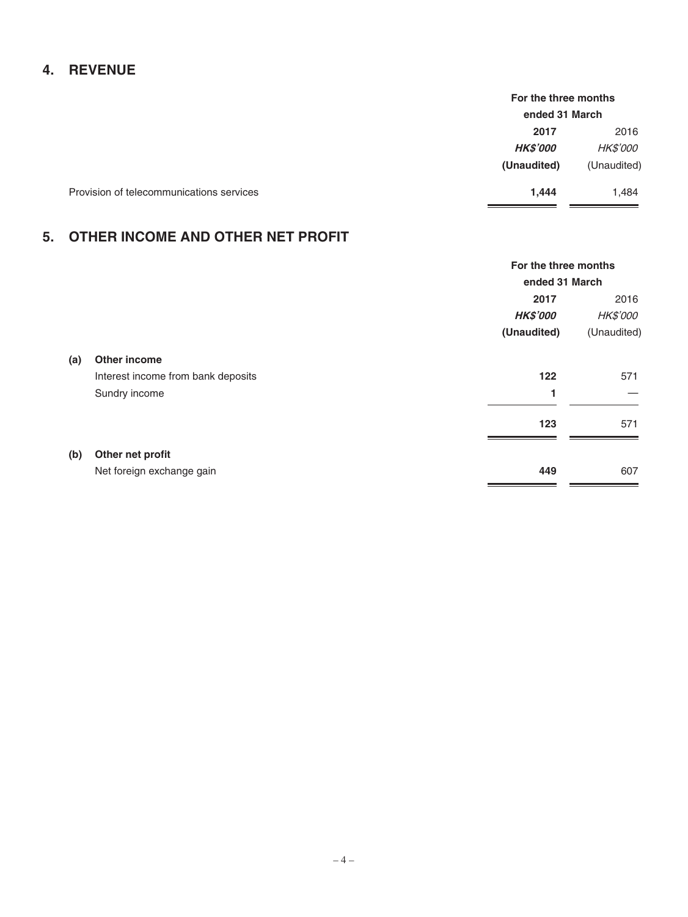## 4. REVENUE

| | For the three months ended 31 March | |
|---|---|---|
| | **2017** | 2016 |
| | ***HK$'000*** | *HK$'000* |
| | **(Unaudited)** | (Unaudited) |
| Provision of telecommunications services | **1,444** | 1,484 |

## 5. OTHER INCOME AND OTHER NET PROFIT

| | For the three months ended 31 March | |
|---|---|---|
| | **2017** | 2016 |
| | ***HK$'000*** | *HK$'000* |
| | **(Unaudited)** | (Unaudited) |
| **(a) Other income** | | |
| Interest income from bank deposits | **122** | 571 |
| Sundry income | **1** | — |
| | **123** | 571 |
| **(b) Other net profit** | | |
| Net foreign exchange gain | **449** | 607 |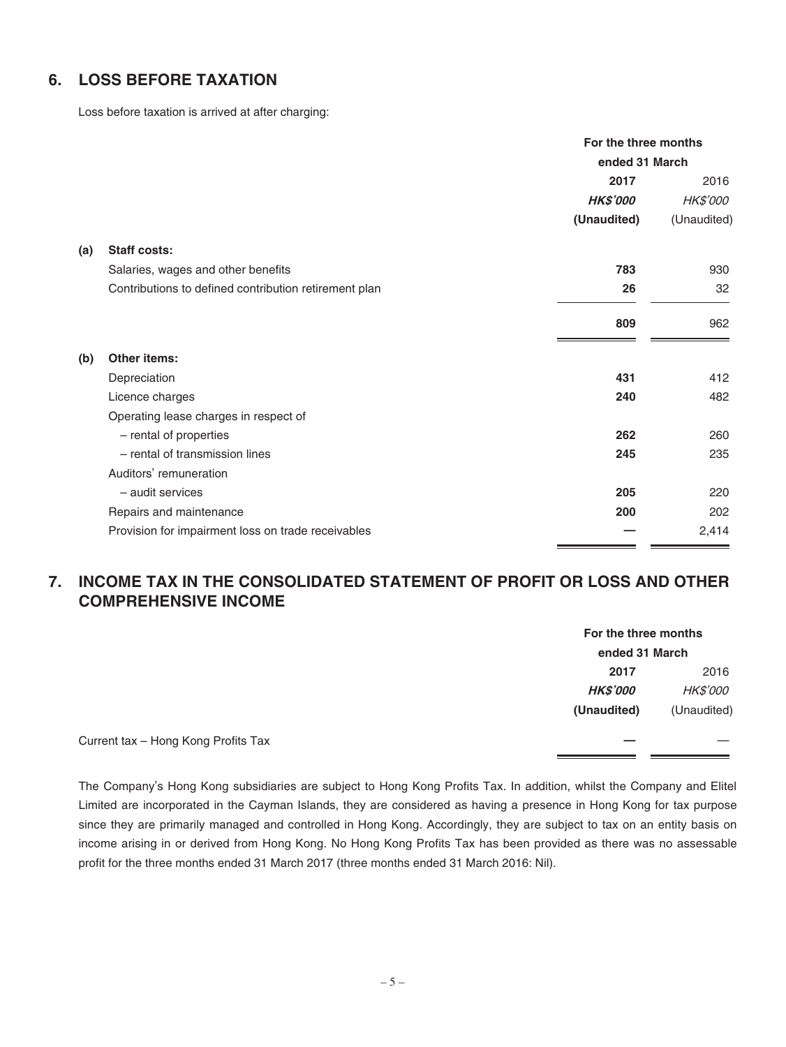## 6. LOSS BEFORE TAXATION

Loss before taxation is arrived at after charging:

| | | For the three months ended 31 March | |
|---|---|---|---|
| | | **2017** | 2016 |
| | | ***HK$'000*** | *HK$'000* |
| | | **(Unaudited)** | (Unaudited) |
| **(a)** | **Staff costs:** | | |
| | Salaries, wages and other benefits | **783** | 930 |
| | Contributions to defined contribution retirement plan | **26** | 32 |
| | | **809** | 962 |
| **(b)** | **Other items:** | | |
| | Depreciation | **431** | 412 |
| | Licence charges | **240** | 482 |
| | Operating lease charges in respect of | | |
| | – rental of properties | **262** | 260 |
| | – rental of transmission lines | **245** | 235 |
| | Auditors' remuneration | | |
| | – audit services | **205** | 220 |
| | Repairs and maintenance | **200** | 202 |
| | Provision for impairment loss on trade receivables | **—** | 2,414 |

## 7. INCOME TAX IN THE CONSOLIDATED STATEMENT OF PROFIT OR LOSS AND OTHER COMPREHENSIVE INCOME

| | For the three months ended 31 March | |
|---|---|---|
| | **2017** | 2016 |
| | ***HK$'000*** | *HK$'000* |
| | **(Unaudited)** | (Unaudited) |
| Current tax – Hong Kong Profits Tax | **—** | — |

The Company's Hong Kong subsidiaries are subject to Hong Kong Profits Tax. In addition, whilst the Company and Elitel Limited are incorporated in the Cayman Islands, they are considered as having a presence in Hong Kong for tax purpose since they are primarily managed and controlled in Hong Kong. Accordingly, they are subject to tax on an entity basis on income arising in or derived from Hong Kong. No Hong Kong Profits Tax has been provided as there was no assessable profit for the three months ended 31 March 2017 (three months ended 31 March 2016: Nil).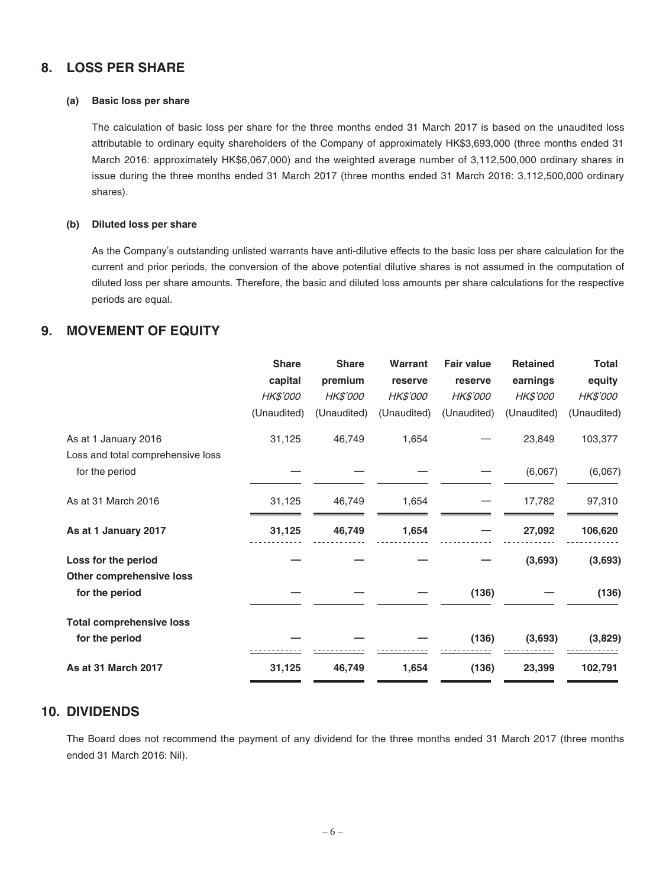## 8. LOSS PER SHARE

### (a) Basic loss per share

The calculation of basic loss per share for the three months ended 31 March 2017 is based on the unaudited loss attributable to ordinary equity shareholders of the Company of approximately HK$3,693,000 (three months ended 31 March 2016: approximately HK$6,067,000) and the weighted average number of 3,112,500,000 ordinary shares in issue during the three months ended 31 March 2017 (three months ended 31 March 2016: 3,112,500,000 ordinary shares).

### (b) Diluted loss per share

As the Company's outstanding unlisted warrants have anti-dilutive effects to the basic loss per share calculation for the current and prior periods, the conversion of the above potential dilutive shares is not assumed in the computation of diluted loss per share amounts. Therefore, the basic and diluted loss amounts per share calculations for the respective periods are equal.

## 9. MOVEMENT OF EQUITY

| | Share capital | Share premium | Warrant reserve | Fair value reserve | Retained earnings | Total equity |
|---|---|---|---|---|---|---|
| | *HK$'000* | *HK$'000* | *HK$'000* | *HK$'000* | *HK$'000* | *HK$'000* |
| | (Unaudited) | (Unaudited) | (Unaudited) | (Unaudited) | (Unaudited) | (Unaudited) |
| As at 1 January 2016 | 31,125 | 46,749 | 1,654 | — | 23,849 | 103,377 |
| Loss and total comprehensive loss for the period | — | — | — | — | (6,067) | (6,067) |
| As at 31 March 2016 | 31,125 | 46,749 | 1,654 | — | 17,782 | 97,310 |
| **As at 1 January 2017** | **31,125** | **46,749** | **1,654** | **—** | **27,092** | **106,620** |
| **Loss for the period** | **—** | **—** | **—** | **—** | **(3,693)** | **(3,693)** |
| **Other comprehensive loss for the period** | **—** | **—** | **—** | **(136)** | **—** | **(136)** |
| **Total comprehensive loss for the period** | **—** | **—** | **—** | **(136)** | **(3,693)** | **(3,829)** |
| **As at 31 March 2017** | **31,125** | **46,749** | **1,654** | **(136)** | **23,399** | **102,791** |

## 10. DIVIDENDS

The Board does not recommend the payment of any dividend for the three months ended 31 March 2017 (three months ended 31 March 2016: Nil).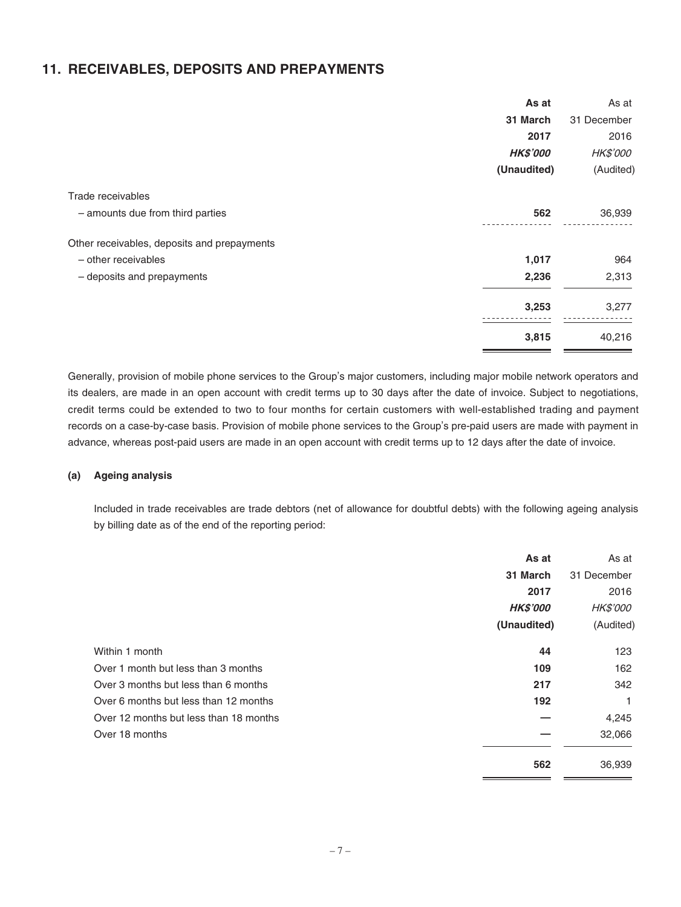## 11. RECEIVABLES, DEPOSITS AND PREPAYMENTS

| | As at 31 March 2017 HK$'000 (Unaudited) | As at 31 December 2016 HK$'000 (Audited) |
|---|---|---|
| Trade receivables | | |
| – amounts due from third parties | **562** | 36,939 |
| Other receivables, deposits and prepayments | | |
| – other receivables | **1,017** | 964 |
| – deposits and prepayments | **2,236** | 2,313 |
| | **3,253** | 3,277 |
| | **3,815** | 40,216 |

Generally, provision of mobile phone services to the Group's major customers, including major mobile network operators and its dealers, are made in an open account with credit terms up to 30 days after the date of invoice. Subject to negotiations, credit terms could be extended to two to four months for certain customers with well-established trading and payment records on a case-by-case basis. Provision of mobile phone services to the Group's pre-paid users are made with payment in advance, whereas post-paid users are made in an open account with credit terms up to 12 days after the date of invoice.

**(a) Ageing analysis**

Included in trade receivables are trade debtors (net of allowance for doubtful debts) with the following ageing analysis by billing date as of the end of the reporting period:

| | As at 31 March 2017 HK$'000 (Unaudited) | As at 31 December 2016 HK$'000 (Audited) |
|---|---|---|
| Within 1 month | **44** | 123 |
| Over 1 month but less than 3 months | **109** | 162 |
| Over 3 months but less than 6 months | **217** | 342 |
| Over 6 months but less than 12 months | **192** | 1 |
| Over 12 months but less than 18 months | **—** | 4,245 |
| Over 18 months | **—** | 32,066 |
| | **562** | 36,939 |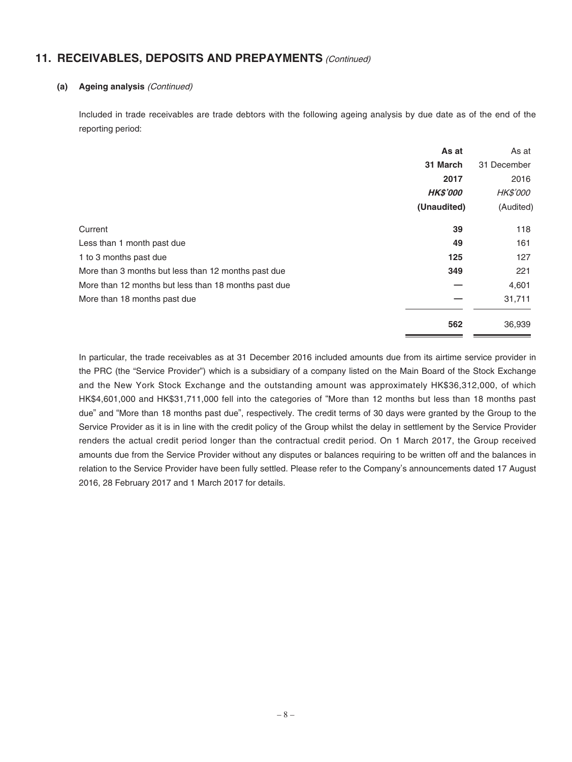## 11. RECEIVABLES, DEPOSITS AND PREPAYMENTS *(Continued)*

### (a) Ageing analysis *(Continued)*

Included in trade receivables are trade debtors with the following ageing analysis by due date as of the end of the reporting period:

| | **As at 31 March 2017** | As at 31 December 2016 |
|---|---|---|
| | ***HK$'000*** | *HK$'000* |
| | **(Unaudited)** | (Audited) |
| Current | **39** | 118 |
| Less than 1 month past due | **49** | 161 |
| 1 to 3 months past due | **125** | 127 |
| More than 3 months but less than 12 months past due | **349** | 221 |
| More than 12 months but less than 18 months past due | **—** | 4,601 |
| More than 18 months past due | **—** | 31,711 |
| | **562** | 36,939 |

In particular, the trade receivables as at 31 December 2016 included amounts due from its airtime service provider in the PRC (the "Service Provider") which is a subsidiary of a company listed on the Main Board of the Stock Exchange and the New York Stock Exchange and the outstanding amount was approximately HK$36,312,000, of which HK$4,601,000 and HK$31,711,000 fell into the categories of "More than 12 months but less than 18 months past due" and "More than 18 months past due", respectively. The credit terms of 30 days were granted by the Group to the Service Provider as it is in line with the credit policy of the Group whilst the delay in settlement by the Service Provider renders the actual credit period longer than the contractual credit period. On 1 March 2017, the Group received amounts due from the Service Provider without any disputes or balances requiring to be written off and the balances in relation to the Service Provider have been fully settled. Please refer to the Company's announcements dated 17 August 2016, 28 February 2017 and 1 March 2017 for details.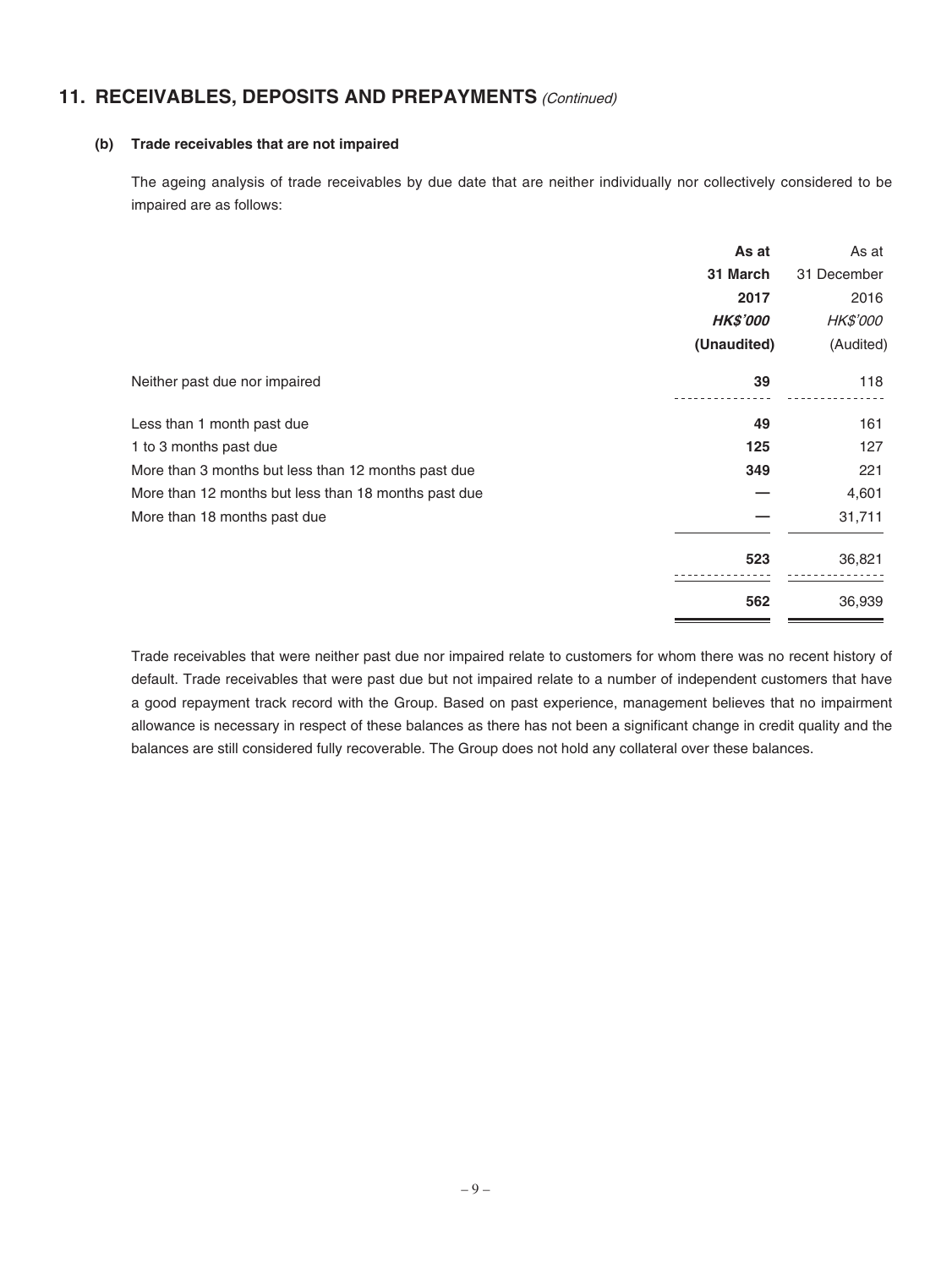## 11. RECEIVABLES, DEPOSITS AND PREPAYMENTS *(Continued)*

### (b) Trade receivables that are not impaired

The ageing analysis of trade receivables by due date that are neither individually nor collectively considered to be impaired are as follows:

| | **As at 31 March 2017** | As at 31 December 2016 |
|---|---|---|
| | ***HK$'000*** | *HK$'000* |
| | **(Unaudited)** | (Audited) |
| Neither past due nor impaired | **39** | 118 |
| Less than 1 month past due | **49** | 161 |
| 1 to 3 months past due | **125** | 127 |
| More than 3 months but less than 12 months past due | **349** | 221 |
| More than 12 months but less than 18 months past due | **—** | 4,601 |
| More than 18 months past due | **—** | 31,711 |
| | **523** | 36,821 |
| | **562** | 36,939 |

Trade receivables that were neither past due nor impaired relate to customers for whom there was no recent history of default. Trade receivables that were past due but not impaired relate to a number of independent customers that have a good repayment track record with the Group. Based on past experience, management believes that no impairment allowance is necessary in respect of these balances as there has not been a significant change in credit quality and the balances are still considered fully recoverable. The Group does not hold any collateral over these balances.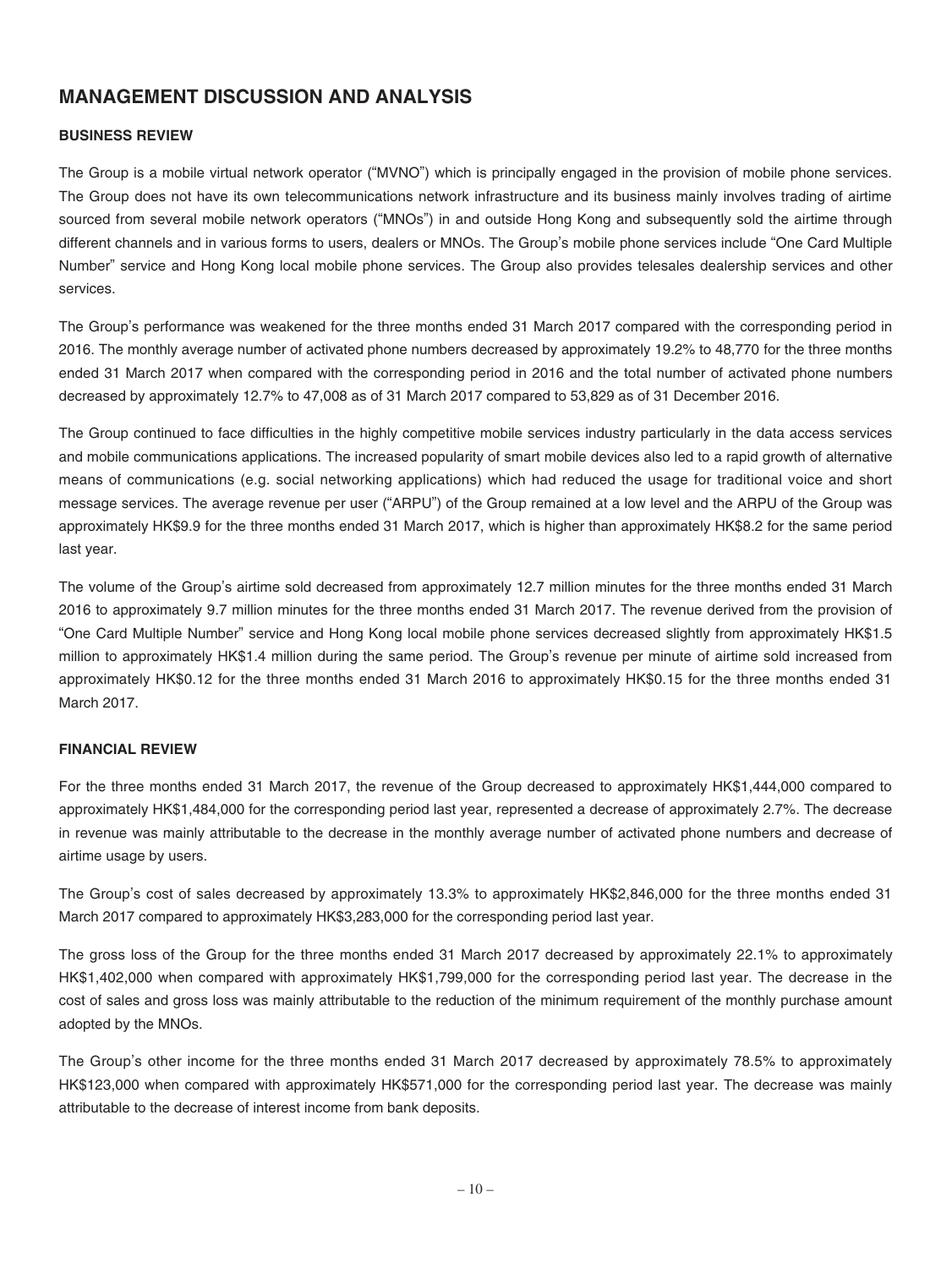# MANAGEMENT DISCUSSION AND ANALYSIS

## BUSINESS REVIEW

The Group is a mobile virtual network operator ("MVNO") which is principally engaged in the provision of mobile phone services. The Group does not have its own telecommunications network infrastructure and its business mainly involves trading of airtime sourced from several mobile network operators ("MNOs") in and outside Hong Kong and subsequently sold the airtime through different channels and in various forms to users, dealers or MNOs. The Group's mobile phone services include "One Card Multiple Number" service and Hong Kong local mobile phone services. The Group also provides telesales dealership services and other services.

The Group's performance was weakened for the three months ended 31 March 2017 compared with the corresponding period in 2016. The monthly average number of activated phone numbers decreased by approximately 19.2% to 48,770 for the three months ended 31 March 2017 when compared with the corresponding period in 2016 and the total number of activated phone numbers decreased by approximately 12.7% to 47,008 as of 31 March 2017 compared to 53,829 as of 31 December 2016.

The Group continued to face difficulties in the highly competitive mobile services industry particularly in the data access services and mobile communications applications. The increased popularity of smart mobile devices also led to a rapid growth of alternative means of communications (e.g. social networking applications) which had reduced the usage for traditional voice and short message services. The average revenue per user ("ARPU") of the Group remained at a low level and the ARPU of the Group was approximately HK$9.9 for the three months ended 31 March 2017, which is higher than approximately HK$8.2 for the same period last year.

The volume of the Group's airtime sold decreased from approximately 12.7 million minutes for the three months ended 31 March 2016 to approximately 9.7 million minutes for the three months ended 31 March 2017. The revenue derived from the provision of "One Card Multiple Number" service and Hong Kong local mobile phone services decreased slightly from approximately HK$1.5 million to approximately HK$1.4 million during the same period. The Group's revenue per minute of airtime sold increased from approximately HK$0.12 for the three months ended 31 March 2016 to approximately HK$0.15 for the three months ended 31 March 2017.

## FINANCIAL REVIEW

For the three months ended 31 March 2017, the revenue of the Group decreased to approximately HK$1,444,000 compared to approximately HK$1,484,000 for the corresponding period last year, represented a decrease of approximately 2.7%. The decrease in revenue was mainly attributable to the decrease in the monthly average number of activated phone numbers and decrease of airtime usage by users.

The Group's cost of sales decreased by approximately 13.3% to approximately HK$2,846,000 for the three months ended 31 March 2017 compared to approximately HK$3,283,000 for the corresponding period last year.

The gross loss of the Group for the three months ended 31 March 2017 decreased by approximately 22.1% to approximately HK$1,402,000 when compared with approximately HK$1,799,000 for the corresponding period last year. The decrease in the cost of sales and gross loss was mainly attributable to the reduction of the minimum requirement of the monthly purchase amount adopted by the MNOs.

The Group's other income for the three months ended 31 March 2017 decreased by approximately 78.5% to approximately HK$123,000 when compared with approximately HK$571,000 for the corresponding period last year. The decrease was mainly attributable to the decrease of interest income from bank deposits.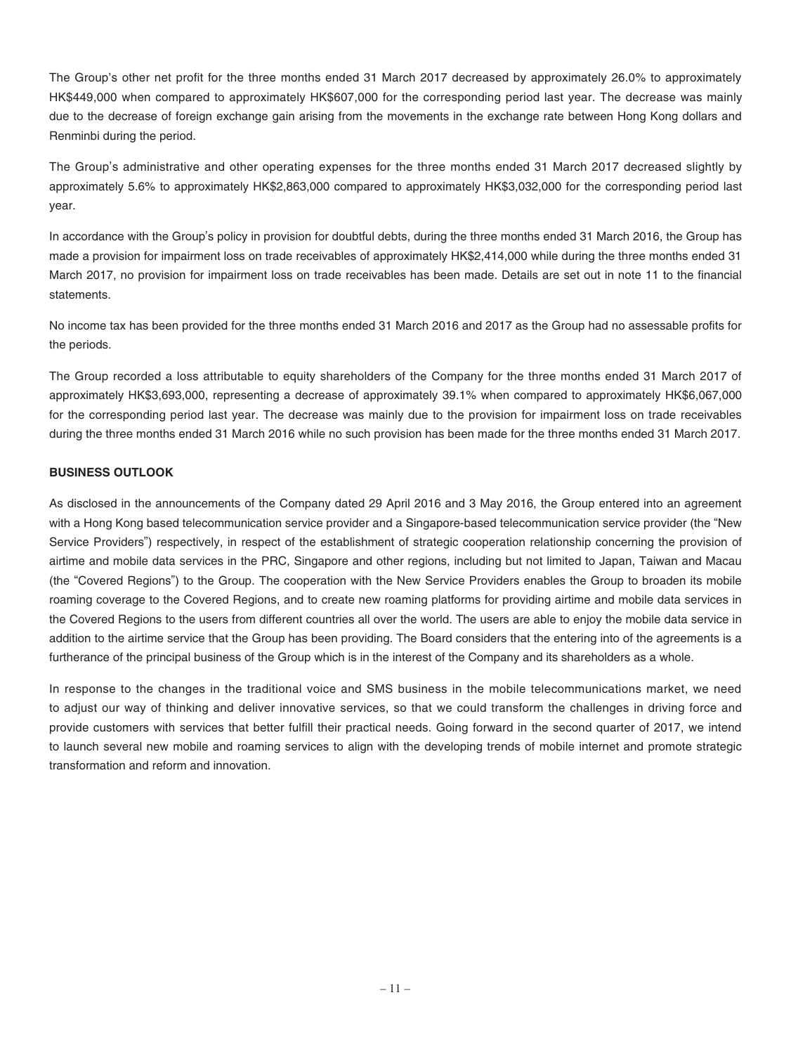The Group's other net profit for the three months ended 31 March 2017 decreased by approximately 26.0% to approximately HK$449,000 when compared to approximately HK$607,000 for the corresponding period last year. The decrease was mainly due to the decrease of foreign exchange gain arising from the movements in the exchange rate between Hong Kong dollars and Renminbi during the period.

The Group's administrative and other operating expenses for the three months ended 31 March 2017 decreased slightly by approximately 5.6% to approximately HK$2,863,000 compared to approximately HK$3,032,000 for the corresponding period last year.

In accordance with the Group's policy in provision for doubtful debts, during the three months ended 31 March 2016, the Group has made a provision for impairment loss on trade receivables of approximately HK$2,414,000 while during the three months ended 31 March 2017, no provision for impairment loss on trade receivables has been made. Details are set out in note 11 to the financial statements.

No income tax has been provided for the three months ended 31 March 2016 and 2017 as the Group had no assessable profits for the periods.

The Group recorded a loss attributable to equity shareholders of the Company for the three months ended 31 March 2017 of approximately HK$3,693,000, representing a decrease of approximately 39.1% when compared to approximately HK$6,067,000 for the corresponding period last year. The decrease was mainly due to the provision for impairment loss on trade receivables during the three months ended 31 March 2016 while no such provision has been made for the three months ended 31 March 2017.

**BUSINESS OUTLOOK**

As disclosed in the announcements of the Company dated 29 April 2016 and 3 May 2016, the Group entered into an agreement with a Hong Kong based telecommunication service provider and a Singapore-based telecommunication service provider (the "New Service Providers") respectively, in respect of the establishment of strategic cooperation relationship concerning the provision of airtime and mobile data services in the PRC, Singapore and other regions, including but not limited to Japan, Taiwan and Macau (the "Covered Regions") to the Group. The cooperation with the New Service Providers enables the Group to broaden its mobile roaming coverage to the Covered Regions, and to create new roaming platforms for providing airtime and mobile data services in the Covered Regions to the users from different countries all over the world. The users are able to enjoy the mobile data service in addition to the airtime service that the Group has been providing. The Board considers that the entering into of the agreements is a furtherance of the principal business of the Group which is in the interest of the Company and its shareholders as a whole.

In response to the changes in the traditional voice and SMS business in the mobile telecommunications market, we need to adjust our way of thinking and deliver innovative services, so that we could transform the challenges in driving force and provide customers with services that better fulfill their practical needs. Going forward in the second quarter of 2017, we intend to launch several new mobile and roaming services to align with the developing trends of mobile internet and promote strategic transformation and reform and innovation.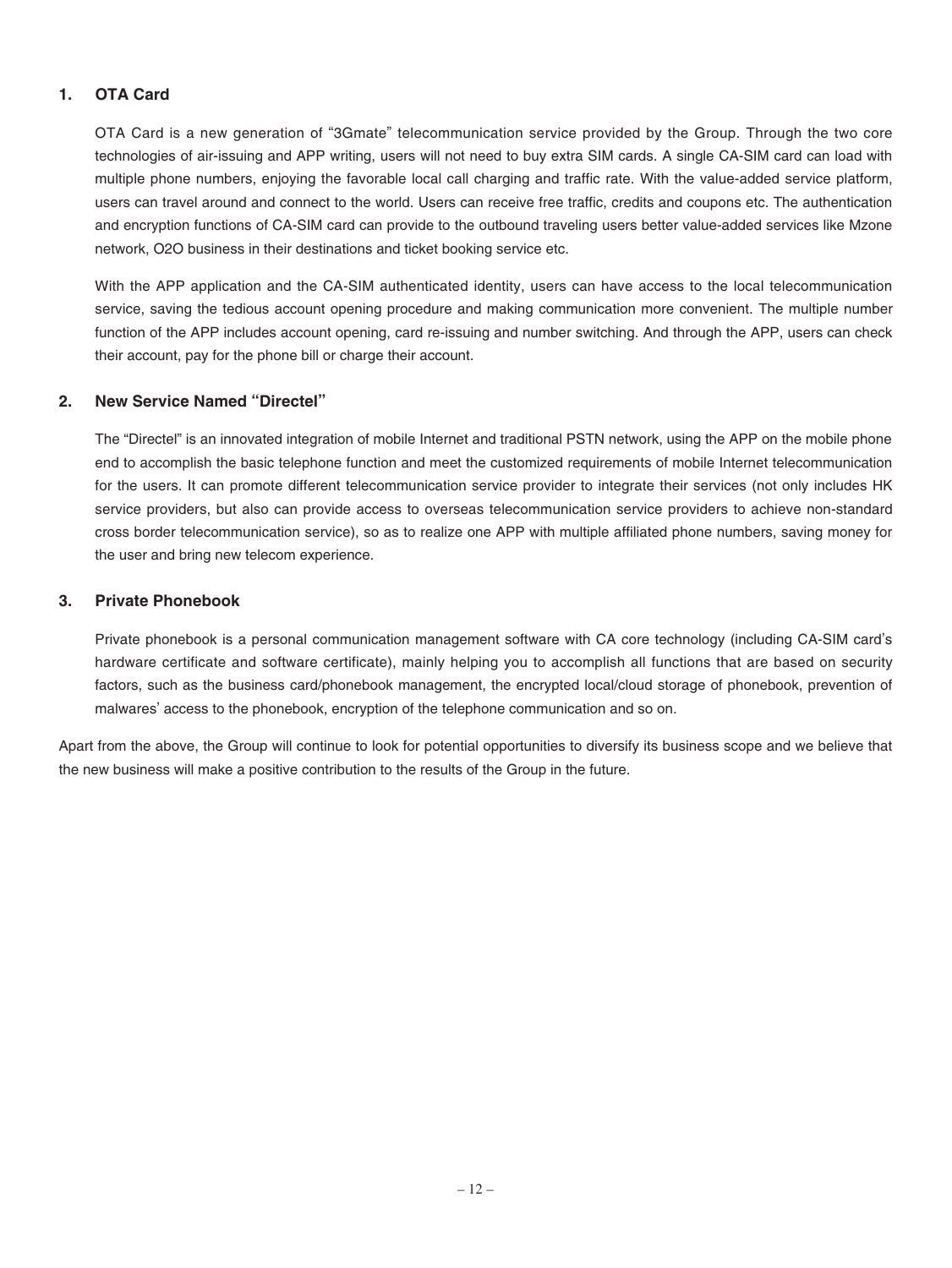### 1. OTA Card

OTA Card is a new generation of "3Gmate" telecommunication service provided by the Group. Through the two core technologies of air-issuing and APP writing, users will not need to buy extra SIM cards. A single CA-SIM card can load with multiple phone numbers, enjoying the favorable local call charging and traffic rate. With the value-added service platform, users can travel around and connect to the world. Users can receive free traffic, credits and coupons etc. The authentication and encryption functions of CA-SIM card can provide to the outbound traveling users better value-added services like Mzone network, O2O business in their destinations and ticket booking service etc.

With the APP application and the CA-SIM authenticated identity, users can have access to the local telecommunication service, saving the tedious account opening procedure and making communication more convenient. The multiple number function of the APP includes account opening, card re-issuing and number switching. And through the APP, users can check their account, pay for the phone bill or charge their account.

### 2. New Service Named "Directel"

The "Directel" is an innovated integration of mobile Internet and traditional PSTN network, using the APP on the mobile phone end to accomplish the basic telephone function and meet the customized requirements of mobile Internet telecommunication for the users. It can promote different telecommunication service provider to integrate their services (not only includes HK service providers, but also can provide access to overseas telecommunication service providers to achieve non-standard cross border telecommunication service), so as to realize one APP with multiple affiliated phone numbers, saving money for the user and bring new telecom experience.

### 3. Private Phonebook

Private phonebook is a personal communication management software with CA core technology (including CA-SIM card's hardware certificate and software certificate), mainly helping you to accomplish all functions that are based on security factors, such as the business card/phonebook management, the encrypted local/cloud storage of phonebook, prevention of malwares' access to the phonebook, encryption of the telephone communication and so on.

Apart from the above, the Group will continue to look for potential opportunities to diversify its business scope and we believe that the new business will make a positive contribution to the results of the Group in the future.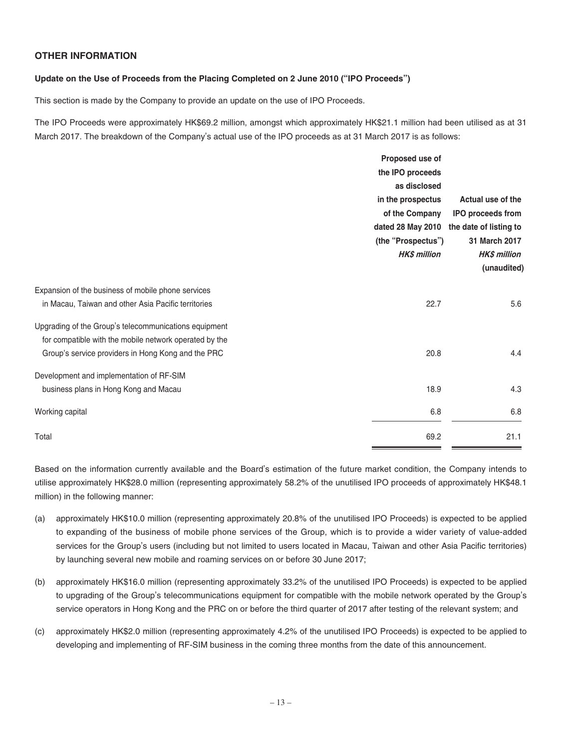## OTHER INFORMATION

### Update on the Use of Proceeds from the Placing Completed on 2 June 2010 ("IPO Proceeds")

This section is made by the Company to provide an update on the use of IPO Proceeds.

The IPO Proceeds were approximately HK$69.2 million, amongst which approximately HK$21.1 million had been utilised as at 31 March 2017. The breakdown of the Company's actual use of the IPO proceeds as at 31 March 2017 is as follows:

| | Proposed use of the IPO proceeds as disclosed in the prospectus of the Company dated 28 May 2010 (the "Prospectus") *HK$ million* | Actual use of the IPO proceeds from the date of listing to 31 March 2017 *HK$ million* (unaudited) |
|---|---|---|
| Expansion of the business of mobile phone services in Macau, Taiwan and other Asia Pacific territories | 22.7 | 5.6 |
| Upgrading of the Group's telecommunications equipment for compatible with the mobile network operated by the Group's service providers in Hong Kong and the PRC | 20.8 | 4.4 |
| Development and implementation of RF-SIM business plans in Hong Kong and Macau | 18.9 | 4.3 |
| Working capital | 6.8 | 6.8 |
| Total | 69.2 | 21.1 |

Based on the information currently available and the Board's estimation of the future market condition, the Company intends to utilise approximately HK$28.0 million (representing approximately 58.2% of the unutilised IPO proceeds of approximately HK$48.1 million) in the following manner:

(a) approximately HK$10.0 million (representing approximately 20.8% of the unutilised IPO Proceeds) is expected to be applied to expanding of the business of mobile phone services of the Group, which is to provide a wider variety of value-added services for the Group's users (including but not limited to users located in Macau, Taiwan and other Asia Pacific territories) by launching several new mobile and roaming services on or before 30 June 2017;

(b) approximately HK$16.0 million (representing approximately 33.2% of the unutilised IPO Proceeds) is expected to be applied to upgrading of the Group's telecommunications equipment for compatible with the mobile network operated by the Group's service operators in Hong Kong and the PRC on or before the third quarter of 2017 after testing of the relevant system; and

(c) approximately HK$2.0 million (representing approximately 4.2% of the unutilised IPO Proceeds) is expected to be applied to developing and implementing of RF-SIM business in the coming three months from the date of this announcement.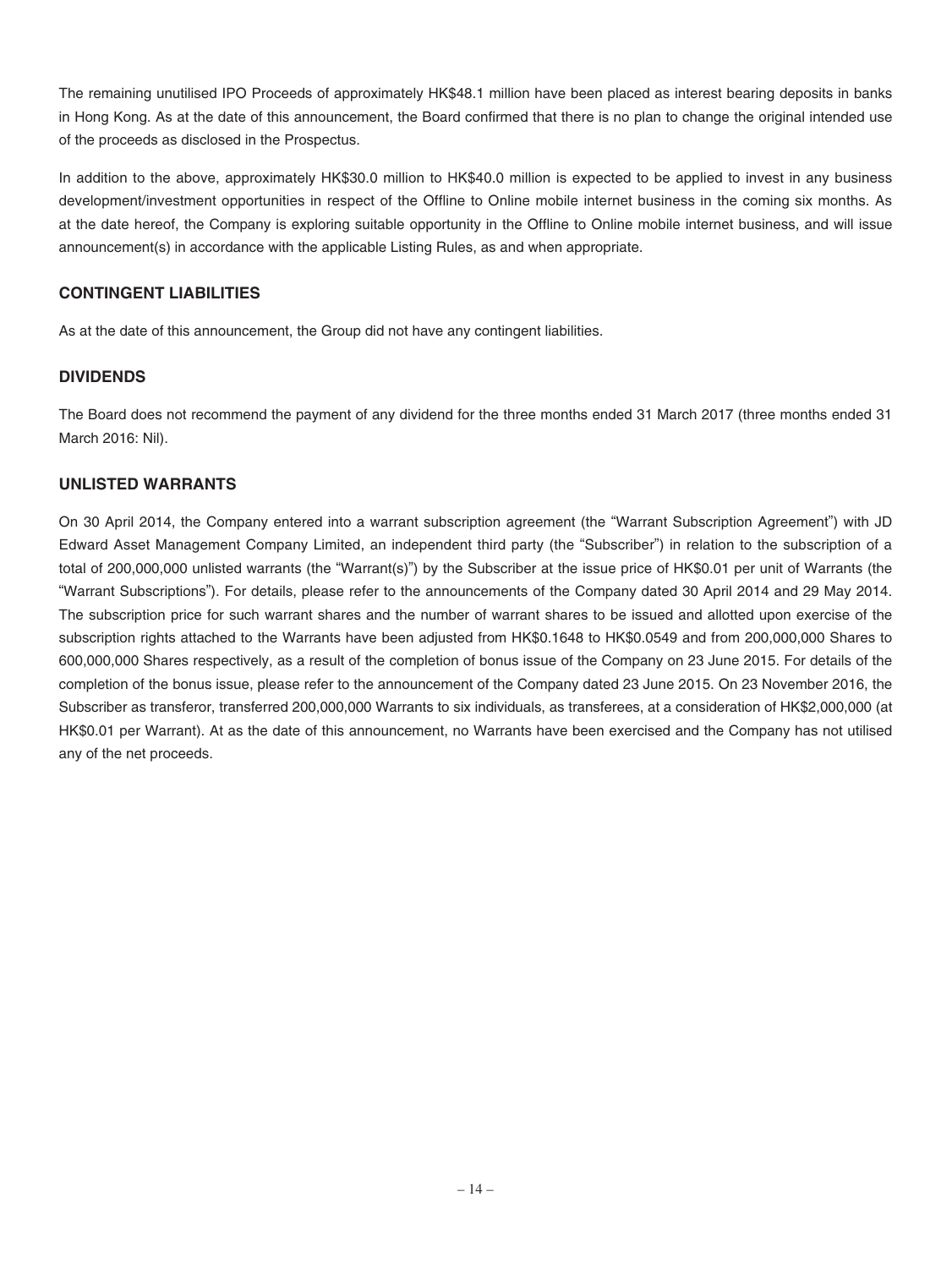The remaining unutilised IPO Proceeds of approximately HK$48.1 million have been placed as interest bearing deposits in banks in Hong Kong. As at the date of this announcement, the Board confirmed that there is no plan to change the original intended use of the proceeds as disclosed in the Prospectus.

In addition to the above, approximately HK$30.0 million to HK$40.0 million is expected to be applied to invest in any business development/investment opportunities in respect of the Offline to Online mobile internet business in the coming six months. As at the date hereof, the Company is exploring suitable opportunity in the Offline to Online mobile internet business, and will issue announcement(s) in accordance with the applicable Listing Rules, as and when appropriate.

## CONTINGENT LIABILITIES

As at the date of this announcement, the Group did not have any contingent liabilities.

## DIVIDENDS

The Board does not recommend the payment of any dividend for the three months ended 31 March 2017 (three months ended 31 March 2016: Nil).

## UNLISTED WARRANTS

On 30 April 2014, the Company entered into a warrant subscription agreement (the "Warrant Subscription Agreement") with JD Edward Asset Management Company Limited, an independent third party (the "Subscriber") in relation to the subscription of a total of 200,000,000 unlisted warrants (the "Warrant(s)") by the Subscriber at the issue price of HK$0.01 per unit of Warrants (the "Warrant Subscriptions"). For details, please refer to the announcements of the Company dated 30 April 2014 and 29 May 2014. The subscription price for such warrant shares and the number of warrant shares to be issued and allotted upon exercise of the subscription rights attached to the Warrants have been adjusted from HK$0.1648 to HK$0.0549 and from 200,000,000 Shares to 600,000,000 Shares respectively, as a result of the completion of bonus issue of the Company on 23 June 2015. For details of the completion of the bonus issue, please refer to the announcement of the Company dated 23 June 2015. On 23 November 2016, the Subscriber as transferor, transferred 200,000,000 Warrants to six individuals, as transferees, at a consideration of HK$2,000,000 (at HK$0.01 per Warrant). At as the date of this announcement, no Warrants have been exercised and the Company has not utilised any of the net proceeds.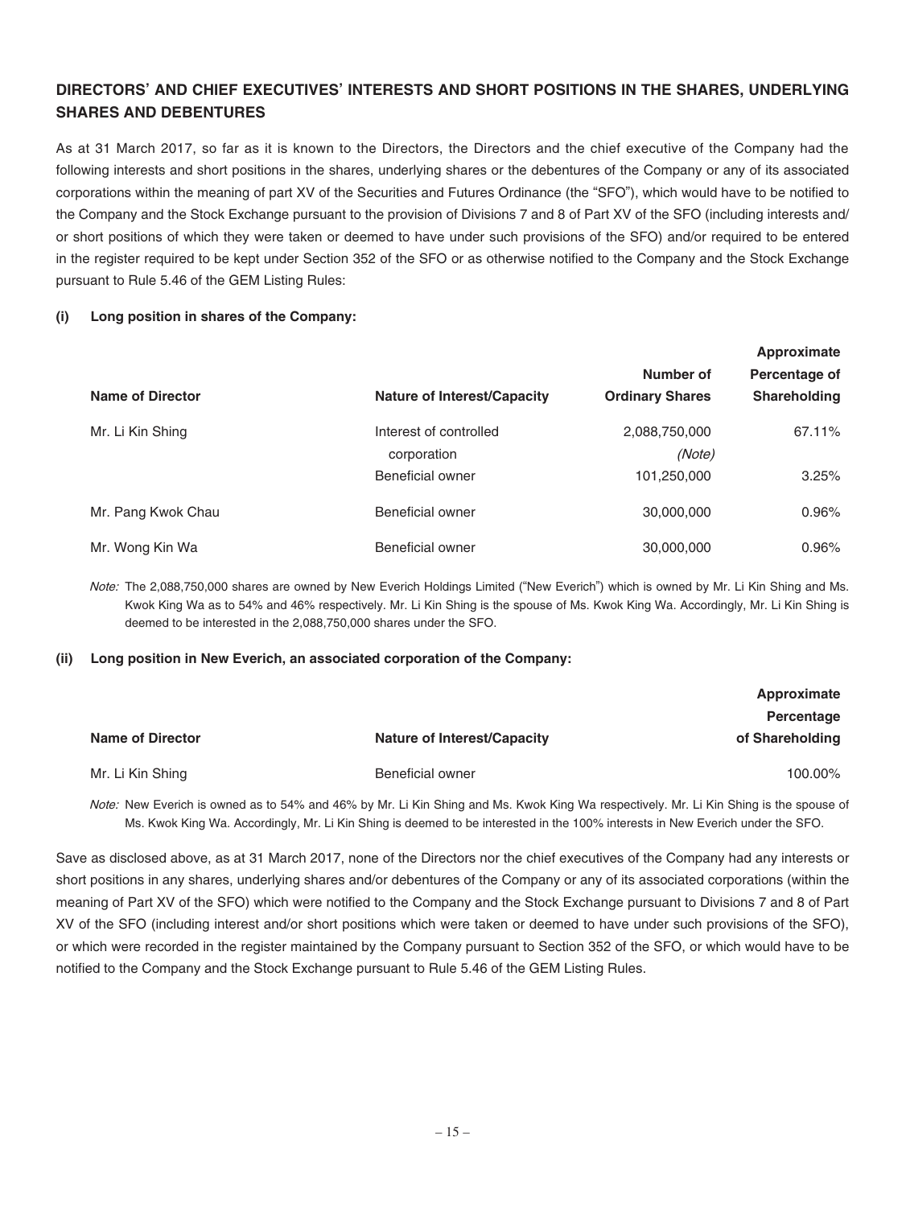## DIRECTORS' AND CHIEF EXECUTIVES' INTERESTS AND SHORT POSITIONS IN THE SHARES, UNDERLYING SHARES AND DEBENTURES

As at 31 March 2017, so far as it is known to the Directors, the Directors and the chief executive of the Company had the following interests and short positions in the shares, underlying shares or the debentures of the Company or any of its associated corporations within the meaning of part XV of the Securities and Futures Ordinance (the "SFO"), which would have to be notified to the Company and the Stock Exchange pursuant to the provision of Divisions 7 and 8 of Part XV of the SFO (including interests and/or short positions of which they were taken or deemed to have under such provisions of the SFO) and/or required to be entered in the register required to be kept under Section 352 of the SFO or as otherwise notified to the Company and the Stock Exchange pursuant to Rule 5.46 of the GEM Listing Rules:

**(i) Long position in shares of the Company:**

| Name of Director | Nature of Interest/Capacity | Number of Ordinary Shares | Approximate Percentage of Shareholding |
|---|---|---|---|
| Mr. Li Kin Shing | Interest of controlled corporation | 2,088,750,000 *(Note)* | 67.11% |
| | Beneficial owner | 101,250,000 | 3.25% |
| Mr. Pang Kwok Chau | Beneficial owner | 30,000,000 | 0.96% |
| Mr. Wong Kin Wa | Beneficial owner | 30,000,000 | 0.96% |

*Note:* The 2,088,750,000 shares are owned by New Everich Holdings Limited ("New Everich") which is owned by Mr. Li Kin Shing and Ms. Kwok King Wa as to 54% and 46% respectively. Mr. Li Kin Shing is the spouse of Ms. Kwok King Wa. Accordingly, Mr. Li Kin Shing is deemed to be interested in the 2,088,750,000 shares under the SFO.

**(ii) Long position in New Everich, an associated corporation of the Company:**

| Name of Director | Nature of Interest/Capacity | Approximate Percentage of Shareholding |
|---|---|---|
| Mr. Li Kin Shing | Beneficial owner | 100.00% |

*Note:* New Everich is owned as to 54% and 46% by Mr. Li Kin Shing and Ms. Kwok King Wa respectively. Mr. Li Kin Shing is the spouse of Ms. Kwok King Wa. Accordingly, Mr. Li Kin Shing is deemed to be interested in the 100% interests in New Everich under the SFO.

Save as disclosed above, as at 31 March 2017, none of the Directors nor the chief executives of the Company had any interests or short positions in any shares, underlying shares and/or debentures of the Company or any of its associated corporations (within the meaning of Part XV of the SFO) which were notified to the Company and the Stock Exchange pursuant to Divisions 7 and 8 of Part XV of the SFO (including interest and/or short positions which were taken or deemed to have under such provisions of the SFO), or which were recorded in the register maintained by the Company pursuant to Section 352 of the SFO, or which would have to be notified to the Company and the Stock Exchange pursuant to Rule 5.46 of the GEM Listing Rules.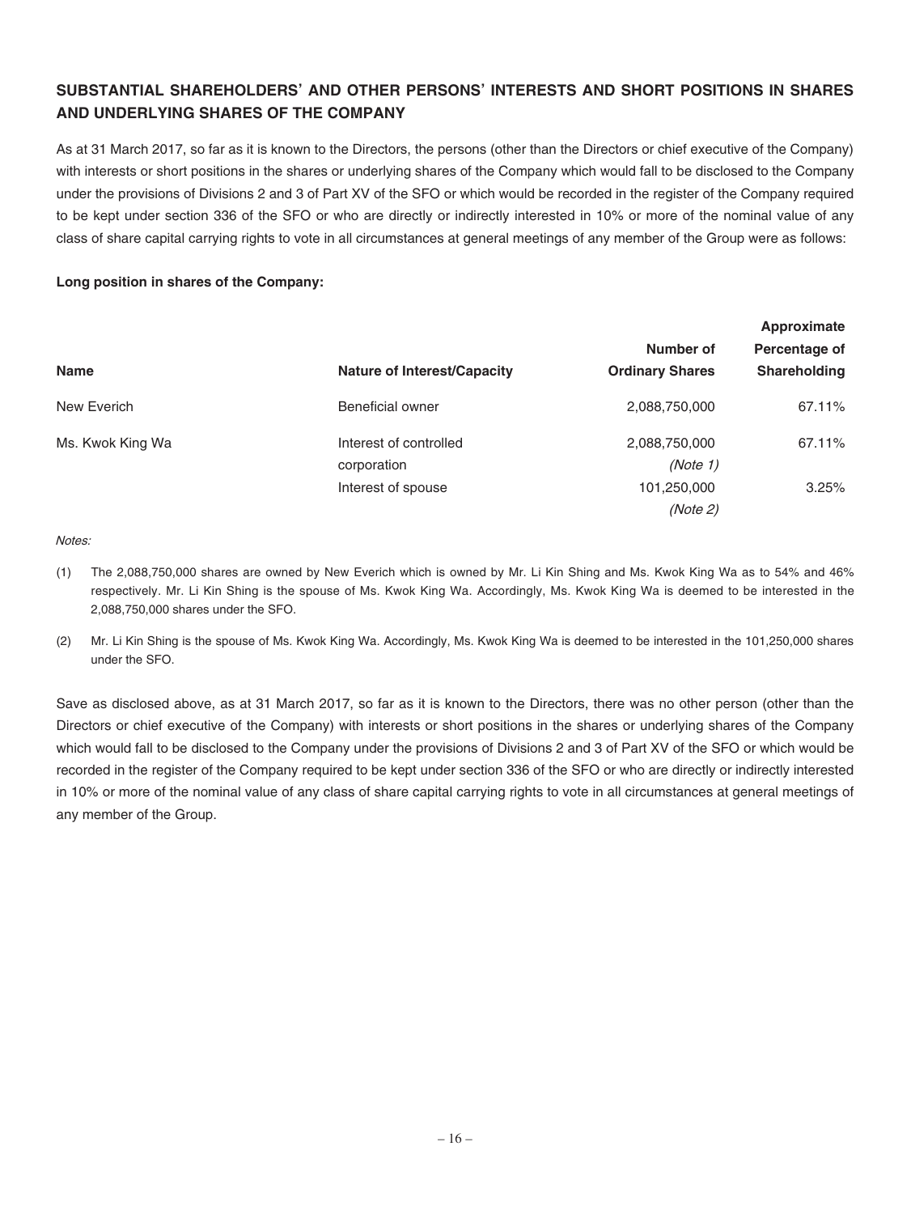## SUBSTANTIAL SHAREHOLDERS' AND OTHER PERSONS' INTERESTS AND SHORT POSITIONS IN SHARES AND UNDERLYING SHARES OF THE COMPANY

As at 31 March 2017, so far as it is known to the Directors, the persons (other than the Directors or chief executive of the Company) with interests or short positions in the shares or underlying shares of the Company which would fall to be disclosed to the Company under the provisions of Divisions 2 and 3 of Part XV of the SFO or which would be recorded in the register of the Company required to be kept under section 336 of the SFO or who are directly or indirectly interested in 10% or more of the nominal value of any class of share capital carrying rights to vote in all circumstances at general meetings of any member of the Group were as follows:

**Long position in shares of the Company:**

| Name | Nature of Interest/Capacity | Number of Ordinary Shares | Approximate Percentage of Shareholding |
|---|---|---|---|
| New Everich | Beneficial owner | 2,088,750,000 | 67.11% |
| Ms. Kwok King Wa | Interest of controlled corporation | 2,088,750,000 *(Note 1)* | 67.11% |
| | Interest of spouse | 101,250,000 *(Note 2)* | 3.25% |

*Notes:*

(1) The 2,088,750,000 shares are owned by New Everich which is owned by Mr. Li Kin Shing and Ms. Kwok King Wa as to 54% and 46% respectively. Mr. Li Kin Shing is the spouse of Ms. Kwok King Wa. Accordingly, Ms. Kwok King Wa is deemed to be interested in the 2,088,750,000 shares under the SFO.

(2) Mr. Li Kin Shing is the spouse of Ms. Kwok King Wa. Accordingly, Ms. Kwok King Wa is deemed to be interested in the 101,250,000 shares under the SFO.

Save as disclosed above, as at 31 March 2017, so far as it is known to the Directors, there was no other person (other than the Directors or chief executive of the Company) with interests or short positions in the shares or underlying shares of the Company which would fall to be disclosed to the Company under the provisions of Divisions 2 and 3 of Part XV of the SFO or which would be recorded in the register of the Company required to be kept under section 336 of the SFO or who are directly or indirectly interested in 10% or more of the nominal value of any class of share capital carrying rights to vote in all circumstances at general meetings of any member of the Group.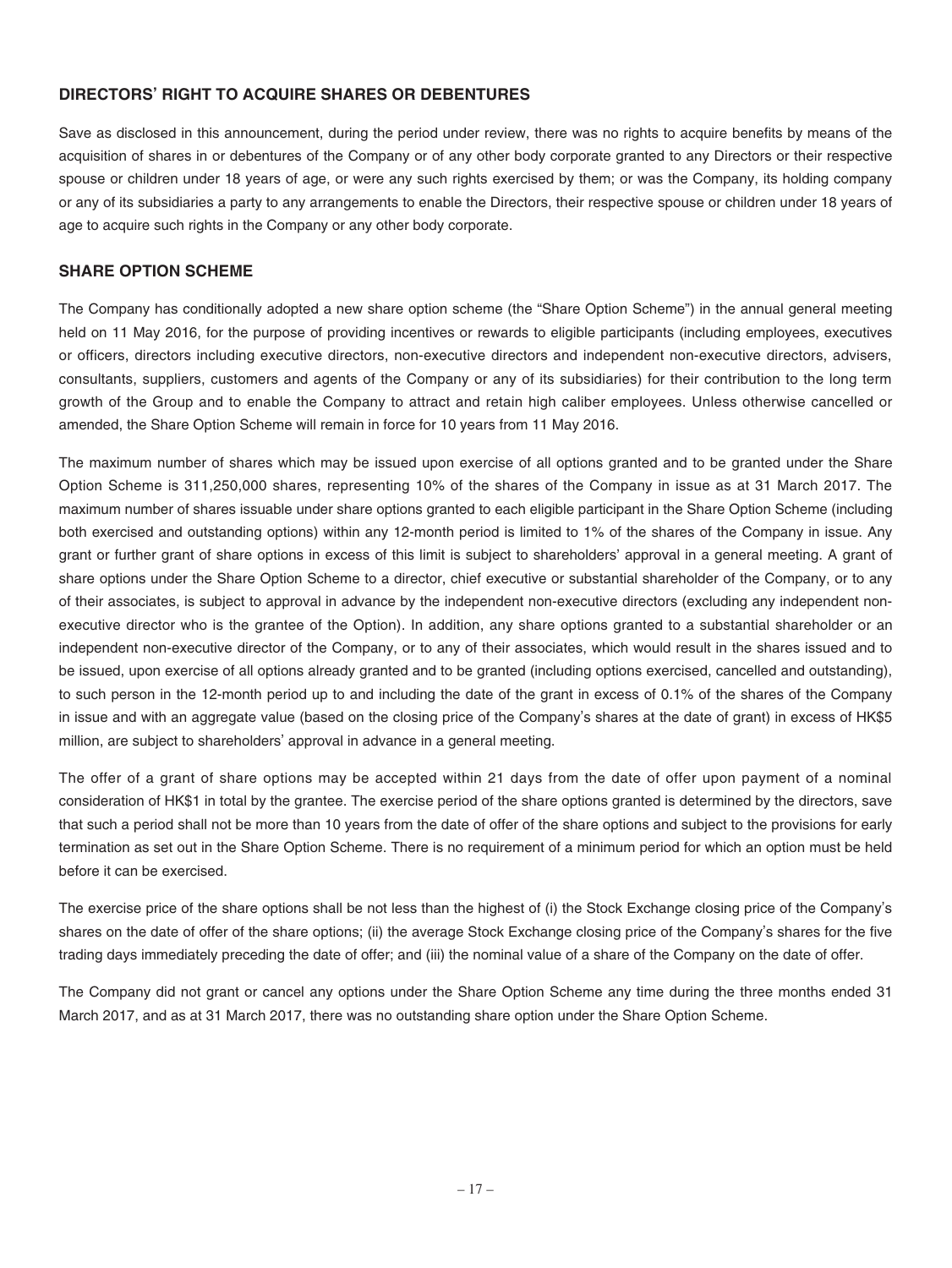## DIRECTORS' RIGHT TO ACQUIRE SHARES OR DEBENTURES

Save as disclosed in this announcement, during the period under review, there was no rights to acquire benefits by means of the acquisition of shares in or debentures of the Company or of any other body corporate granted to any Directors or their respective spouse or children under 18 years of age, or were any such rights exercised by them; or was the Company, its holding company or any of its subsidiaries a party to any arrangements to enable the Directors, their respective spouse or children under 18 years of age to acquire such rights in the Company or any other body corporate.

## SHARE OPTION SCHEME

The Company has conditionally adopted a new share option scheme (the "Share Option Scheme") in the annual general meeting held on 11 May 2016, for the purpose of providing incentives or rewards to eligible participants (including employees, executives or officers, directors including executive directors, non-executive directors and independent non-executive directors, advisers, consultants, suppliers, customers and agents of the Company or any of its subsidiaries) for their contribution to the long term growth of the Group and to enable the Company to attract and retain high caliber employees. Unless otherwise cancelled or amended, the Share Option Scheme will remain in force for 10 years from 11 May 2016.

The maximum number of shares which may be issued upon exercise of all options granted and to be granted under the Share Option Scheme is 311,250,000 shares, representing 10% of the shares of the Company in issue as at 31 March 2017. The maximum number of shares issuable under share options granted to each eligible participant in the Share Option Scheme (including both exercised and outstanding options) within any 12-month period is limited to 1% of the shares of the Company in issue. Any grant or further grant of share options in excess of this limit is subject to shareholders' approval in a general meeting. A grant of share options under the Share Option Scheme to a director, chief executive or substantial shareholder of the Company, or to any of their associates, is subject to approval in advance by the independent non-executive directors (excluding any independent non-executive director who is the grantee of the Option). In addition, any share options granted to a substantial shareholder or an independent non-executive director of the Company, or to any of their associates, which would result in the shares issued and to be issued, upon exercise of all options already granted and to be granted (including options exercised, cancelled and outstanding), to such person in the 12-month period up to and including the date of the grant in excess of 0.1% of the shares of the Company in issue and with an aggregate value (based on the closing price of the Company's shares at the date of grant) in excess of HK$5 million, are subject to shareholders' approval in advance in a general meeting.

The offer of a grant of share options may be accepted within 21 days from the date of offer upon payment of a nominal consideration of HK$1 in total by the grantee. The exercise period of the share options granted is determined by the directors, save that such a period shall not be more than 10 years from the date of offer of the share options and subject to the provisions for early termination as set out in the Share Option Scheme. There is no requirement of a minimum period for which an option must be held before it can be exercised.

The exercise price of the share options shall be not less than the highest of (i) the Stock Exchange closing price of the Company's shares on the date of offer of the share options; (ii) the average Stock Exchange closing price of the Company's shares for the five trading days immediately preceding the date of offer; and (iii) the nominal value of a share of the Company on the date of offer.

The Company did not grant or cancel any options under the Share Option Scheme any time during the three months ended 31 March 2017, and as at 31 March 2017, there was no outstanding share option under the Share Option Scheme.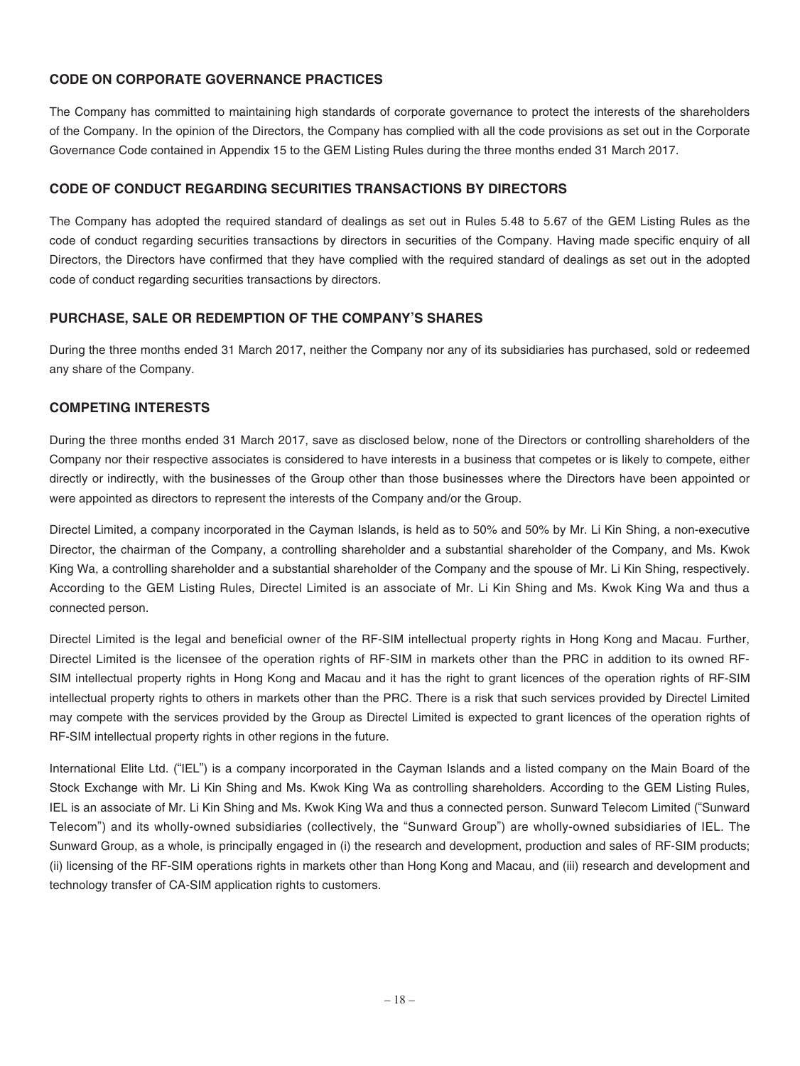## CODE ON CORPORATE GOVERNANCE PRACTICES

The Company has committed to maintaining high standards of corporate governance to protect the interests of the shareholders of the Company. In the opinion of the Directors, the Company has complied with all the code provisions as set out in the Corporate Governance Code contained in Appendix 15 to the GEM Listing Rules during the three months ended 31 March 2017.

## CODE OF CONDUCT REGARDING SECURITIES TRANSACTIONS BY DIRECTORS

The Company has adopted the required standard of dealings as set out in Rules 5.48 to 5.67 of the GEM Listing Rules as the code of conduct regarding securities transactions by directors in securities of the Company. Having made specific enquiry of all Directors, the Directors have confirmed that they have complied with the required standard of dealings as set out in the adopted code of conduct regarding securities transactions by directors.

## PURCHASE, SALE OR REDEMPTION OF THE COMPANY'S SHARES

During the three months ended 31 March 2017, neither the Company nor any of its subsidiaries has purchased, sold or redeemed any share of the Company.

## COMPETING INTERESTS

During the three months ended 31 March 2017, save as disclosed below, none of the Directors or controlling shareholders of the Company nor their respective associates is considered to have interests in a business that competes or is likely to compete, either directly or indirectly, with the businesses of the Group other than those businesses where the Directors have been appointed or were appointed as directors to represent the interests of the Company and/or the Group.

Directel Limited, a company incorporated in the Cayman Islands, is held as to 50% and 50% by Mr. Li Kin Shing, a non-executive Director, the chairman of the Company, a controlling shareholder and a substantial shareholder of the Company, and Ms. Kwok King Wa, a controlling shareholder and a substantial shareholder of the Company and the spouse of Mr. Li Kin Shing, respectively. According to the GEM Listing Rules, Directel Limited is an associate of Mr. Li Kin Shing and Ms. Kwok King Wa and thus a connected person.

Directel Limited is the legal and beneficial owner of the RF-SIM intellectual property rights in Hong Kong and Macau. Further, Directel Limited is the licensee of the operation rights of RF-SIM in markets other than the PRC in addition to its owned RF-SIM intellectual property rights in Hong Kong and Macau and it has the right to grant licences of the operation rights of RF-SIM intellectual property rights to others in markets other than the PRC. There is a risk that such services provided by Directel Limited may compete with the services provided by the Group as Directel Limited is expected to grant licences of the operation rights of RF-SIM intellectual property rights in other regions in the future.

International Elite Ltd. ("IEL") is a company incorporated in the Cayman Islands and a listed company on the Main Board of the Stock Exchange with Mr. Li Kin Shing and Ms. Kwok King Wa as controlling shareholders. According to the GEM Listing Rules, IEL is an associate of Mr. Li Kin Shing and Ms. Kwok King Wa and thus a connected person. Sunward Telecom Limited ("Sunward Telecom") and its wholly-owned subsidiaries (collectively, the "Sunward Group") are wholly-owned subsidiaries of IEL. The Sunward Group, as a whole, is principally engaged in (i) the research and development, production and sales of RF-SIM products; (ii) licensing of the RF-SIM operations rights in markets other than Hong Kong and Macau, and (iii) research and development and technology transfer of CA-SIM application rights to customers.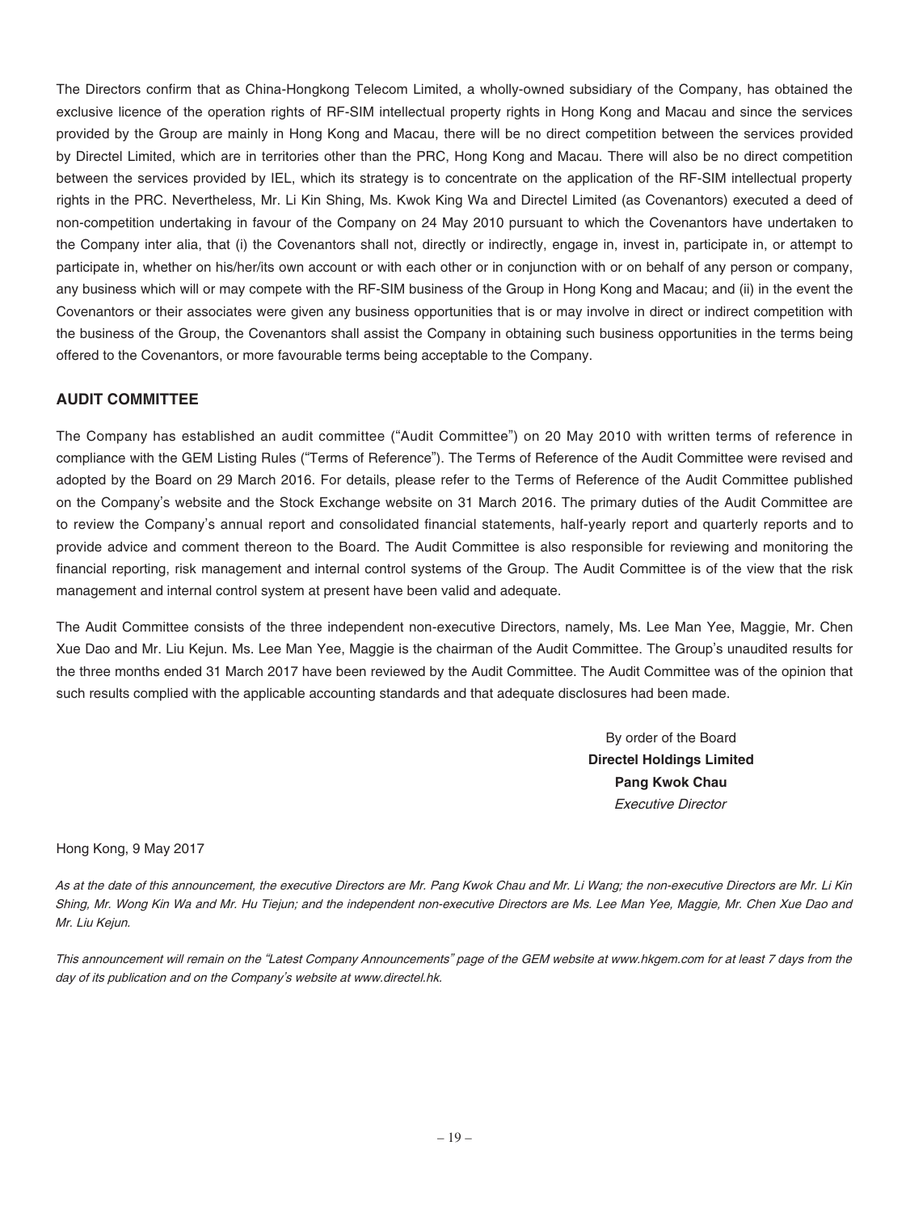The Directors confirm that as China-Hongkong Telecom Limited, a wholly-owned subsidiary of the Company, has obtained the exclusive licence of the operation rights of RF-SIM intellectual property rights in Hong Kong and Macau and since the services provided by the Group are mainly in Hong Kong and Macau, there will be no direct competition between the services provided by Directel Limited, which are in territories other than the PRC, Hong Kong and Macau. There will also be no direct competition between the services provided by IEL, which its strategy is to concentrate on the application of the RF-SIM intellectual property rights in the PRC. Nevertheless, Mr. Li Kin Shing, Ms. Kwok King Wa and Directel Limited (as Covenantors) executed a deed of non-competition undertaking in favour of the Company on 24 May 2010 pursuant to which the Covenantors have undertaken to the Company inter alia, that (i) the Covenantors shall not, directly or indirectly, engage in, invest in, participate in, or attempt to participate in, whether on his/her/its own account or with each other or in conjunction with or on behalf of any person or company, any business which will or may compete with the RF-SIM business of the Group in Hong Kong and Macau; and (ii) in the event the Covenantors or their associates were given any business opportunities that is or may involve in direct or indirect competition with the business of the Group, the Covenantors shall assist the Company in obtaining such business opportunities in the terms being offered to the Covenantors, or more favourable terms being acceptable to the Company.

## AUDIT COMMITTEE

The Company has established an audit committee ("Audit Committee") on 20 May 2010 with written terms of reference in compliance with the GEM Listing Rules ("Terms of Reference"). The Terms of Reference of the Audit Committee were revised and adopted by the Board on 29 March 2016. For details, please refer to the Terms of Reference of the Audit Committee published on the Company's website and the Stock Exchange website on 31 March 2016. The primary duties of the Audit Committee are to review the Company's annual report and consolidated financial statements, half-yearly report and quarterly reports and to provide advice and comment thereon to the Board. The Audit Committee is also responsible for reviewing and monitoring the financial reporting, risk management and internal control systems of the Group. The Audit Committee is of the view that the risk management and internal control system at present have been valid and adequate.

The Audit Committee consists of the three independent non-executive Directors, namely, Ms. Lee Man Yee, Maggie, Mr. Chen Xue Dao and Mr. Liu Kejun. Ms. Lee Man Yee, Maggie is the chairman of the Audit Committee. The Group's unaudited results for the three months ended 31 March 2017 have been reviewed by the Audit Committee. The Audit Committee was of the opinion that such results complied with the applicable accounting standards and that adequate disclosures had been made.

By order of the Board
**Directel Holdings Limited**
**Pang Kwok Chau**
*Executive Director*

Hong Kong, 9 May 2017

*As at the date of this announcement, the executive Directors are Mr. Pang Kwok Chau and Mr. Li Wang; the non-executive Directors are Mr. Li Kin Shing, Mr. Wong Kin Wa and Mr. Hu Tiejun; and the independent non-executive Directors are Ms. Lee Man Yee, Maggie, Mr. Chen Xue Dao and Mr. Liu Kejun.*

*This announcement will remain on the "Latest Company Announcements" page of the GEM website at www.hkgem.com for at least 7 days from the day of its publication and on the Company's website at www.directel.hk.*